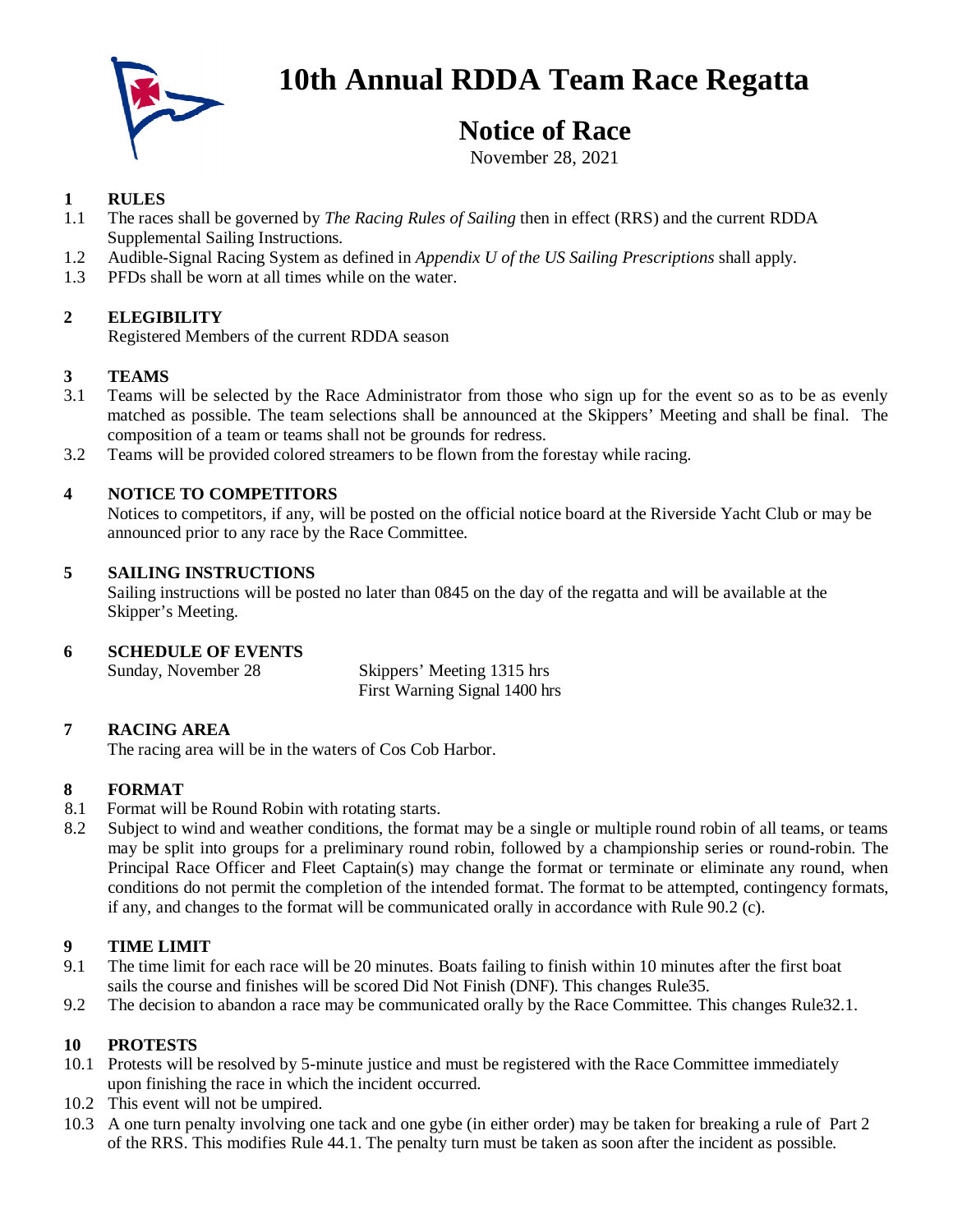# 10th Annual RDDA Team Race Regatta

## Notice of Race

November 28, 2021

### 1 RULES

1.1 The races shall be governed by *The Racing Rules of Sailing* then in effect (RRS) and the current RDDA Supplemental Sailing Instructions.

1.2 Audible-Signal Racing System as defined in *Appendix U of the US Sailing Prescriptions* shall apply.

1.3 PFDs shall be worn at all times while on the water.

### 2 ELEGIBILITY

Registered Members of the current RDDA season

### 3 TEAMS

3.1 Teams will be selected by the Race Administrator from those who sign up for the event so as to be as evenly matched as possible. The team selections shall be announced at the Skippers' Meeting and shall be final. The composition of a team or teams shall not be grounds for redress.

3.2 Teams will be provided colored streamers to be flown from the forestay while racing.

### 4 NOTICE TO COMPETITORS

Notices to competitors, if any, will be posted on the official notice board at the Riverside Yacht Club or may be announced prior to any race by the Race Committee.

### 5 SAILING INSTRUCTIONS

Sailing instructions will be posted no later than 0845 on the day of the regatta and will be available at the Skipper's Meeting.

### 6 SCHEDULE OF EVENTS

Sunday, November 28 — Skippers' Meeting 1315 hrs
First Warning Signal 1400 hrs

### 7 RACING AREA

The racing area will be in the waters of Cos Cob Harbor.

### 8 FORMAT

8.1 Format will be Round Robin with rotating starts.

8.2 Subject to wind and weather conditions, the format may be a single or multiple round robin of all teams, or teams may be split into groups for a preliminary round robin, followed by a championship series or round-robin. The Principal Race Officer and Fleet Captain(s) may change the format or terminate or eliminate any round, when conditions do not permit the completion of the intended format. The format to be attempted, contingency formats, if any, and changes to the format will be communicated orally in accordance with Rule 90.2 (c).

### 9 TIME LIMIT

9.1 The time limit for each race will be 20 minutes. Boats failing to finish within 10 minutes after the first boat sails the course and finishes will be scored Did Not Finish (DNF). This changes Rule35.

9.2 The decision to abandon a race may be communicated orally by the Race Committee. This changes Rule32.1.

### 10 PROTESTS

10.1 Protests will be resolved by 5-minute justice and must be registered with the Race Committee immediately upon finishing the race in which the incident occurred.

10.2 This event will not be umpired.

10.3 A one turn penalty involving one tack and one gybe (in either order) may be taken for breaking a rule of Part 2 of the RRS. This modifies Rule 44.1. The penalty turn must be taken as soon after the incident as possible.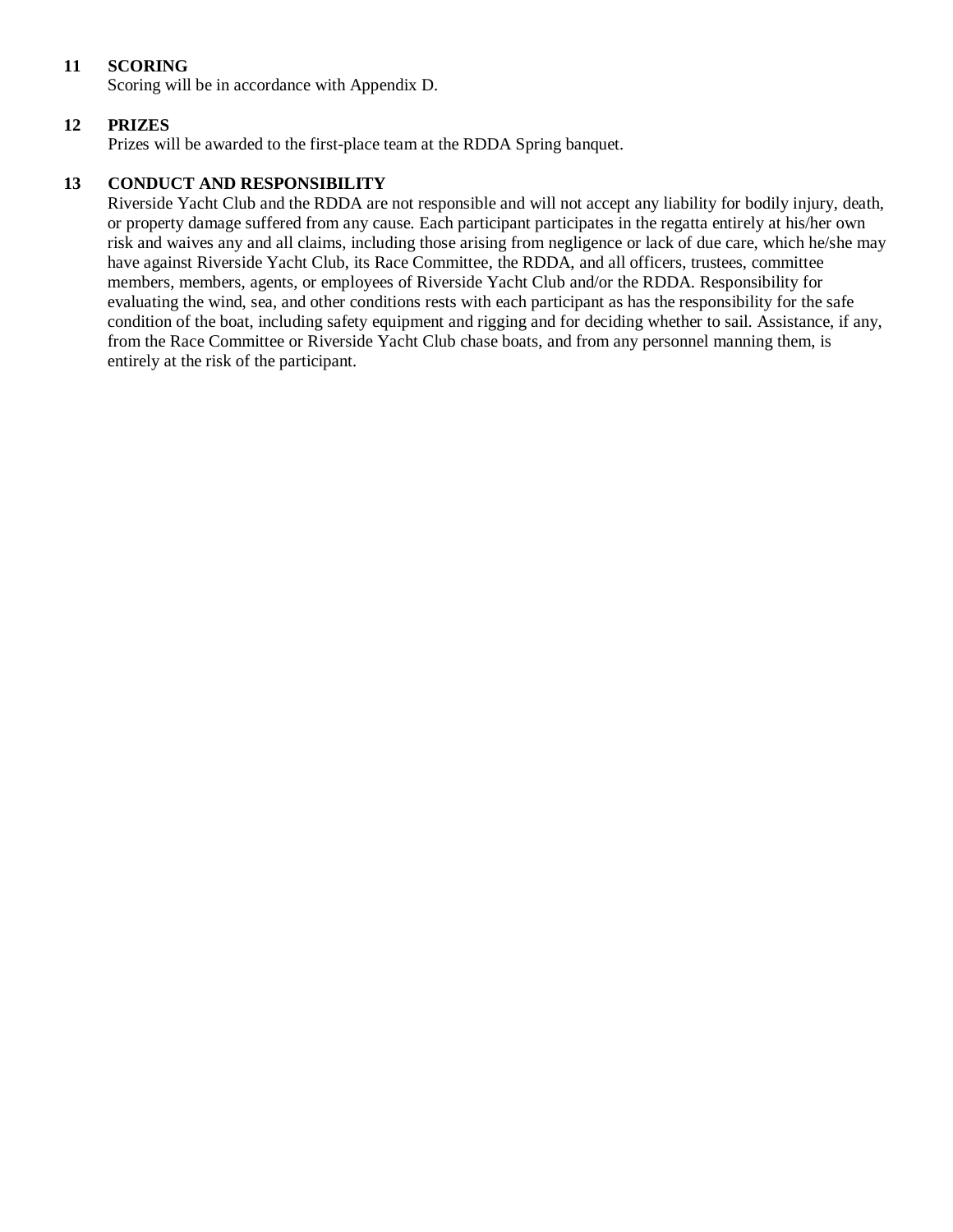## 11 SCORING

Scoring will be in accordance with Appendix D.

## 12 PRIZES

Prizes will be awarded to the first-place team at the RDDA Spring banquet.

## 13 CONDUCT AND RESPONSIBILITY

Riverside Yacht Club and the RDDA are not responsible and will not accept any liability for bodily injury, death, or property damage suffered from any cause. Each participant participates in the regatta entirely at his/her own risk and waives any and all claims, including those arising from negligence or lack of due care, which he/she may have against Riverside Yacht Club, its Race Committee, the RDDA, and all officers, trustees, committee members, members, agents, or employees of Riverside Yacht Club and/or the RDDA. Responsibility for evaluating the wind, sea, and other conditions rests with each participant as has the responsibility for the safe condition of the boat, including safety equipment and rigging and for deciding whether to sail. Assistance, if any, from the Race Committee or Riverside Yacht Club chase boats, and from any personnel manning them, is entirely at the risk of the participant.